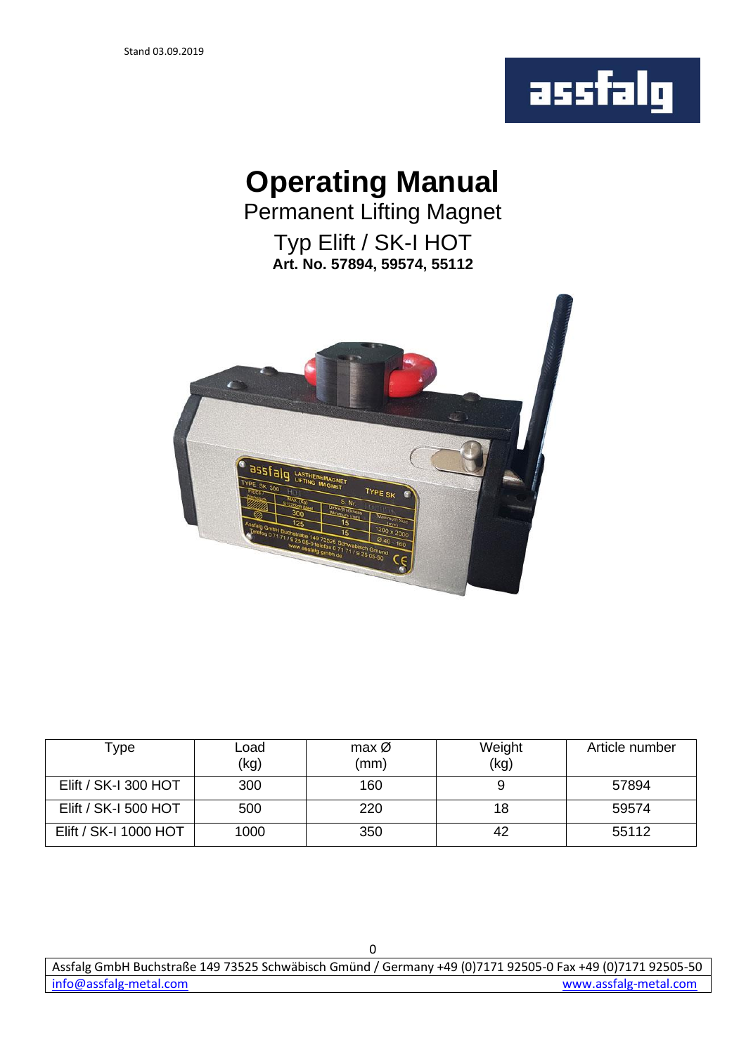Stand 03.09.2019

# Operating Manual

## Permanent Lifting Magnet

## Typ Elift / SK-I HOT

**Art. No. 57894, 59574, 55112**

| Type | Load (kg) | max Ø (mm) | Weight (kg) | Article number |
|---|---|---|---|---|
| Elift / SK-I 300 HOT | 300 | 160 | 9 | 57894 |
| Elift / SK-I 500 HOT | 500 | 220 | 18 | 59574 |
| Elift / SK-I 1000 HOT | 1000 | 350 | 42 | 55112 |

Assfalg GmbH Buchstraße 149 73525 Schwäbisch Gmünd / Germany +49 (0)7171 92505-0 Fax +49 (0)7171 92505-50
info@assfalg-metal.com www.assfalg-metal.com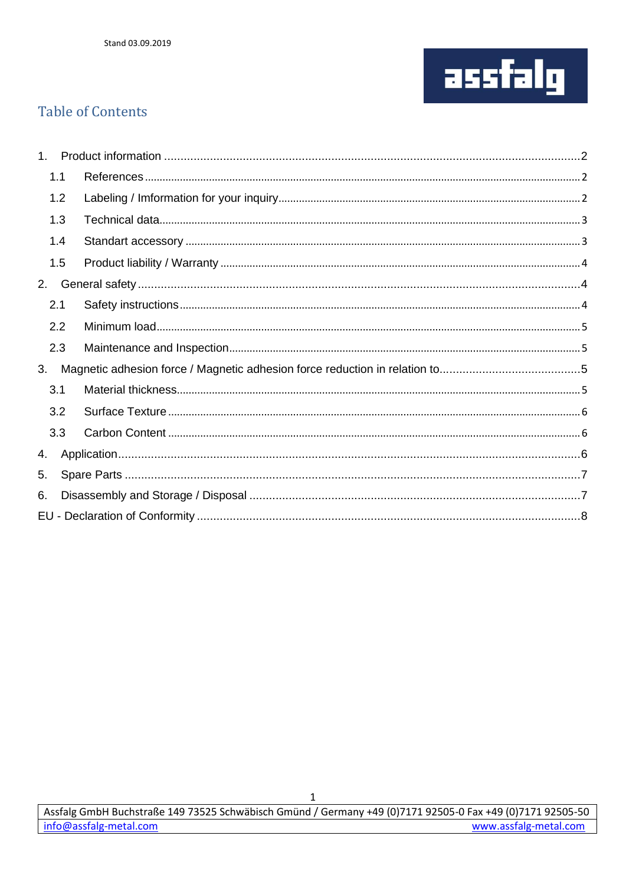Stand 03.09.2019

## Table of Contents

1. Product information ....................................................................................................................2
   - 1.1 References ....................................................................................................................2
   - 1.2 Labeling / Imformation for your inquiry .......................................................................2
   - 1.3 Technical data..............................................................................................................3
   - 1.4 Standart accessory .......................................................................................................3
   - 1.5 Product liability / Warranty ..........................................................................................4
2. General safety ..........................................................................................................................4
   - 2.1 Safety instructions........................................................................................................4
   - 2.2 Minimum load...............................................................................................................5
   - 2.3 Maintenance and Inspection.........................................................................................5
3. Magnetic adhesion force / Magnetic adhesion force reduction in relation to...........................................5
   - 3.1 Material thickness.........................................................................................................5
   - 3.2 Surface Texture ............................................................................................................6
   - 3.3 Carbon Content ............................................................................................................6
4. Application................................................................................................................................6
5. Spare Parts ..............................................................................................................................7
6. Disassembly and Storage / Disposal .........................................................................................7

EU - Declaration of Conformity .......................................................................................................8

Assfalg GmbH Buchstraße 149 73525 Schwäbisch Gmünd / Germany +49 (0)7171 92505-0 Fax +49 (0)7171 92505-50
info@assfalg-metal.com www.assfalg-metal.com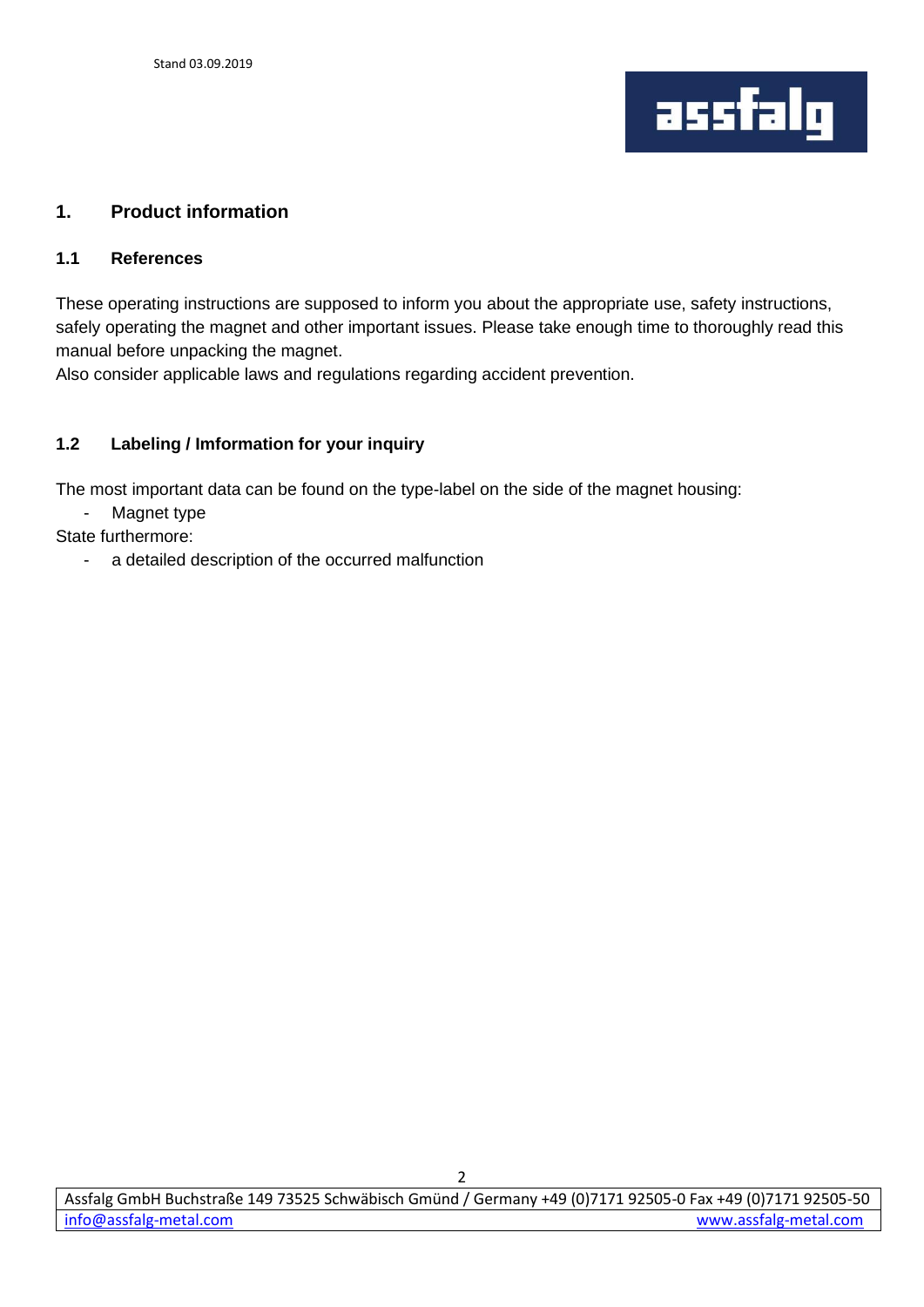## 1. Product information

### 1.1 References

These operating instructions are supposed to inform you about the appropriate use, safety instructions, safely operating the magnet and other important issues. Please take enough time to thoroughly read this manual before unpacking the magnet.
Also consider applicable laws and regulations regarding accident prevention.

### 1.2 Labeling / Imformation for your inquiry

The most important data can be found on the type-label on the side of the magnet housing:

- Magnet type

State furthermore:

- a detailed description of the occurred malfunction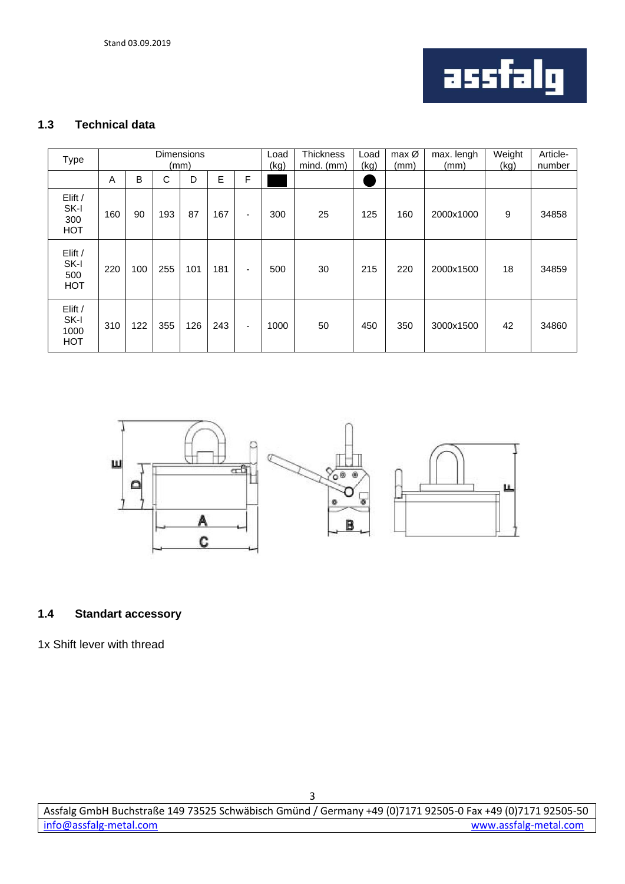## 1.3 Technical data

| Type | Dimensions (mm) | | | | | | Load (kg) | Thickness mind. (mm) | Load (kg) | max Ø (mm) | max. lengh (mm) | Weight (kg) | Article-number |
|---|---|---|---|---|---|---|---|---|---|---|---|---|---|
| | A | B | C | D | E | F | ■ | | ● | | | | |
| Elift / SK-I 300 HOT | 160 | 90 | 193 | 87 | 167 | - | 300 | 25 | 125 | 160 | 2000x1000 | 9 | 34858 |
| Elift / SK-I 500 HOT | 220 | 100 | 255 | 101 | 181 | - | 500 | 30 | 215 | 220 | 2000x1500 | 18 | 34859 |
| Elift / SK-I 1000 HOT | 310 | 122 | 355 | 126 | 243 | - | 1000 | 50 | 450 | 350 | 3000x1500 | 42 | 34860 |

## 1.4 Standart accessory

1x Shift lever with thread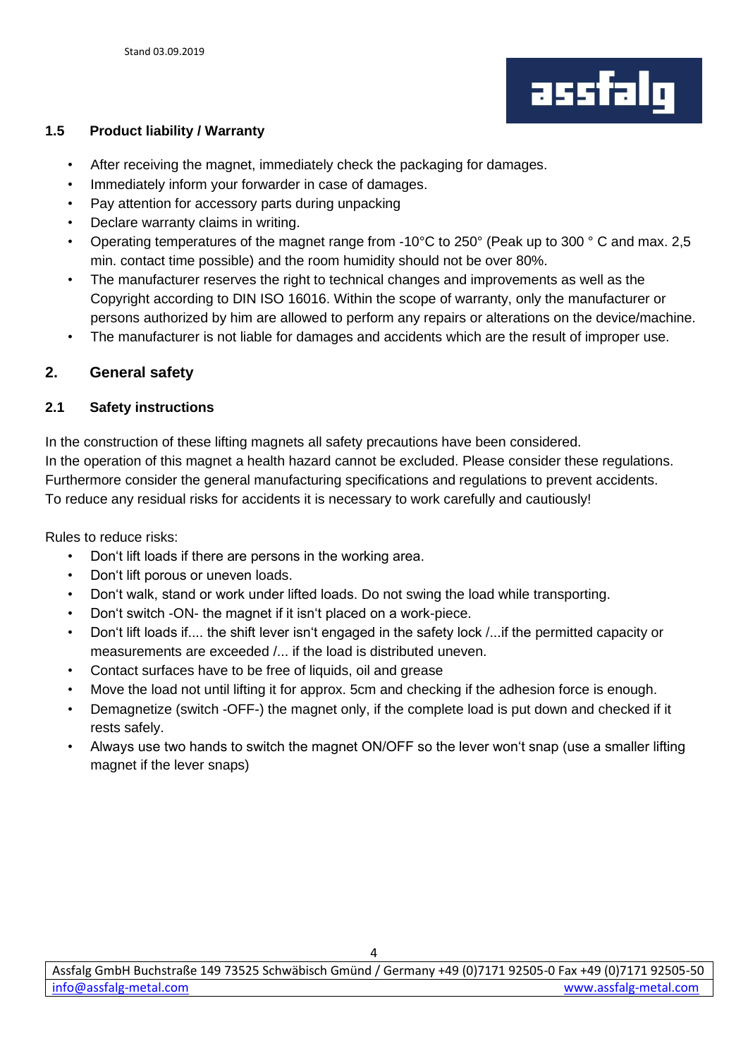### 1.5 Product liability / Warranty

- After receiving the magnet, immediately check the packaging for damages.
- Immediately inform your forwarder in case of damages.
- Pay attention for accessory parts during unpacking
- Declare warranty claims in writing.
- Operating temperatures of the magnet range from -10°C to 250° (Peak up to 300 ° C and max. 2,5 min. contact time possible) and the room humidity should not be over 80%.
- The manufacturer reserves the right to technical changes and improvements as well as the Copyright according to DIN ISO 16016. Within the scope of warranty, only the manufacturer or persons authorized by him are allowed to perform any repairs or alterations on the device/machine.
- The manufacturer is not liable for damages and accidents which are the result of improper use.

## 2. General safety

### 2.1 Safety instructions

In the construction of these lifting magnets all safety precautions have been considered.
In the operation of this magnet a health hazard cannot be excluded. Please consider these regulations.
Furthermore consider the general manufacturing specifications and regulations to prevent accidents.
To reduce any residual risks for accidents it is necessary to work carefully and cautiously!

Rules to reduce risks:

- Don't lift loads if there are persons in the working area.
- Don't lift porous or uneven loads.
- Don't walk, stand or work under lifted loads. Do not swing the load while transporting.
- Don't switch -ON- the magnet if it isn't placed on a work-piece.
- Don't lift loads if.... the shift lever isn't engaged in the safety lock /...if the permitted capacity or measurements are exceeded /... if the load is distributed uneven.
- Contact surfaces have to be free of liquids, oil and grease
- Move the load not until lifting it for approx. 5cm and checking if the adhesion force is enough.
- Demagnetize (switch -OFF-) the magnet only, if the complete load is put down and checked if it rests safely.
- Always use two hands to switch the magnet ON/OFF so the lever won't snap (use a smaller lifting magnet if the lever snaps)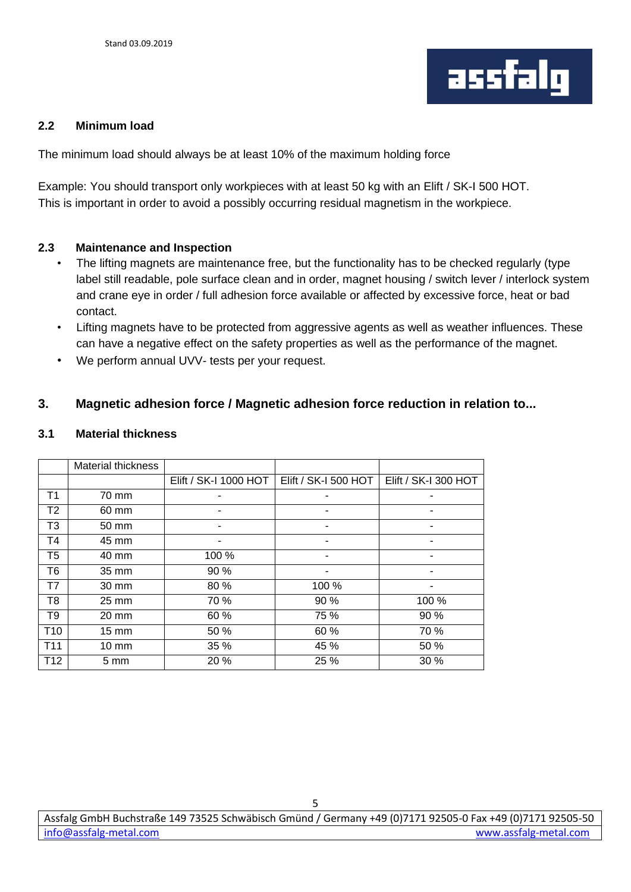### 2.2 Minimum load

The minimum load should always be at least 10% of the maximum holding force

Example: You should transport only workpieces with at least 50 kg with an Elift / SK-I 500 HOT.
This is important in order to avoid a possibly occurring residual magnetism in the workpiece.

### 2.3 Maintenance and Inspection

- The lifting magnets are maintenance free, but the functionality has to be checked regularly (type label still readable, pole surface clean and in order, magnet housing / switch lever / interlock system and crane eye in order / full adhesion force available or affected by excessive force, heat or bad contact.
- Lifting magnets have to be protected from aggressive agents as well as weather influences. These can have a negative effect on the safety properties as well as the performance of the magnet.
- We perform annual UVV- tests per your request.

## 3. Magnetic adhesion force / Magnetic adhesion force reduction in relation to...

### 3.1 Material thickness

| | Material thickness | | | |
|---|---|---|---|---|
| | | Elift / SK-I 1000 HOT | Elift / SK-I 500 HOT | Elift / SK-I 300 HOT |
| T1 | 70 mm | - | - | - |
| T2 | 60 mm | - | - | - |
| T3 | 50 mm | - | - | - |
| T4 | 45 mm | - | - | - |
| T5 | 40 mm | 100 % | - | - |
| T6 | 35 mm | 90 % | - | - |
| T7 | 30 mm | 80 % | 100 % | - |
| T8 | 25 mm | 70 % | 90 % | 100 % |
| T9 | 20 mm | 60 % | 75 % | 90 % |
| T10 | 15 mm | 50 % | 60 % | 70 % |
| T11 | 10 mm | 35 % | 45 % | 50 % |
| T12 | 5 mm | 20 % | 25 % | 30 % |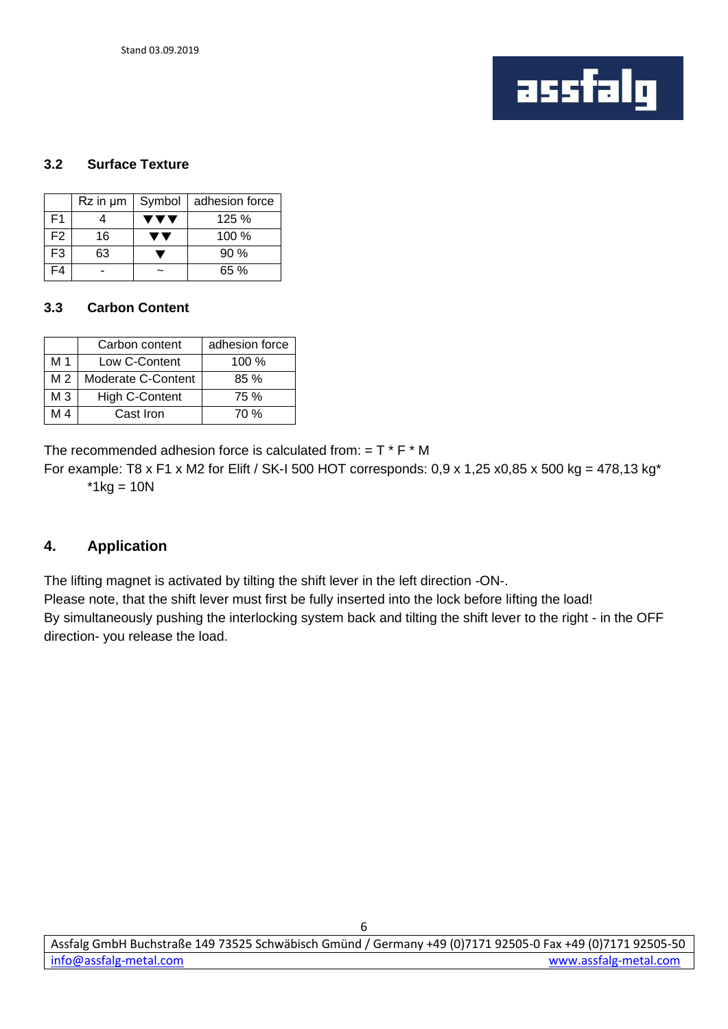### 3.2 Surface Texture

| | Rz in µm | Symbol | adhesion force |
|---|---|---|---|
| F1 | 4 | ▼▼▼ | 125 % |
| F2 | 16 | ▼▼ | 100 % |
| F3 | 63 | ▼ | 90 % |
| F4 | - | ~ | 65 % |

### 3.3 Carbon Content

| | Carbon content | adhesion force |
|---|---|---|
| M 1 | Low C-Content | 100 % |
| M 2 | Moderate C-Content | 85 % |
| M 3 | High C-Content | 75 % |
| M 4 | Cast Iron | 70 % |

The recommended adhesion force is calculated from: = T * F * M

For example: T8 x F1 x M2 for Elift / SK-I 500 HOT corresponds: 0,9 x 1,25 x0,85 x 500 kg = 478,13 kg*

*1kg = 10N

## 4. Application

The lifting magnet is activated by tilting the shift lever in the left direction -ON-.

Please note, that the shift lever must first be fully inserted into the lock before lifting the load!

By simultaneously pushing the interlocking system back and tilting the shift lever to the right - in the OFF direction- you release the load.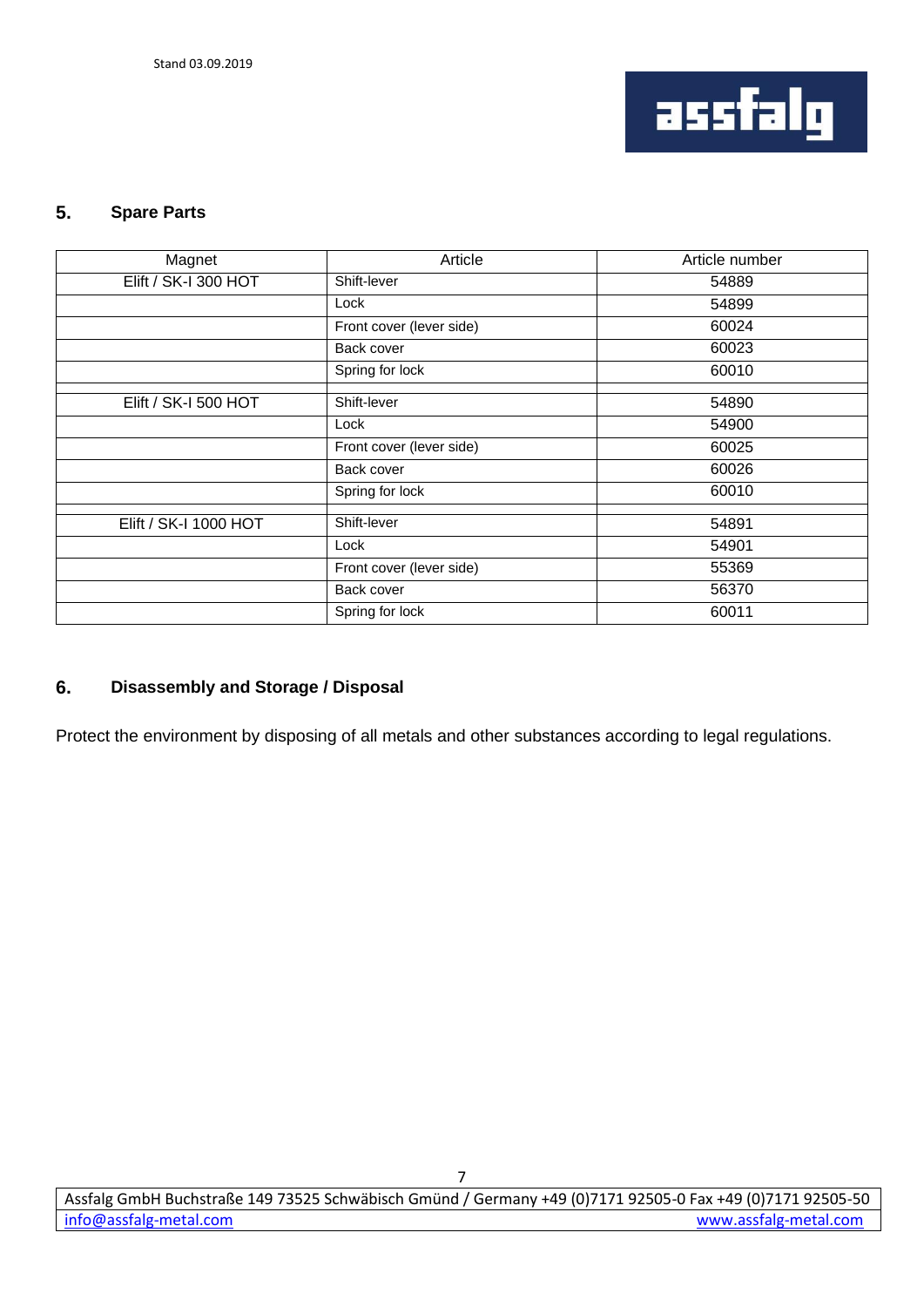## 5. Spare Parts

| Magnet | Article | Article number |
|---|---|---|
| Elift / SK-I 300 HOT | Shift-lever | 54889 |
| | Lock | 54899 |
| | Front cover (lever side) | 60024 |
| | Back cover | 60023 |
| | Spring for lock | 60010 |
| | | |
| Elift / SK-I 500 HOT | Shift-lever | 54890 |
| | Lock | 54900 |
| | Front cover (lever side) | 60025 |
| | Back cover | 60026 |
| | Spring for lock | 60010 |
| | | |
| Elift / SK-I 1000 HOT | Shift-lever | 54891 |
| | Lock | 54901 |
| | Front cover (lever side) | 55369 |
| | Back cover | 56370 |
| | Spring for lock | 60011 |

## 6. Disassembly and Storage / Disposal

Protect the environment by disposing of all metals and other substances according to legal regulations.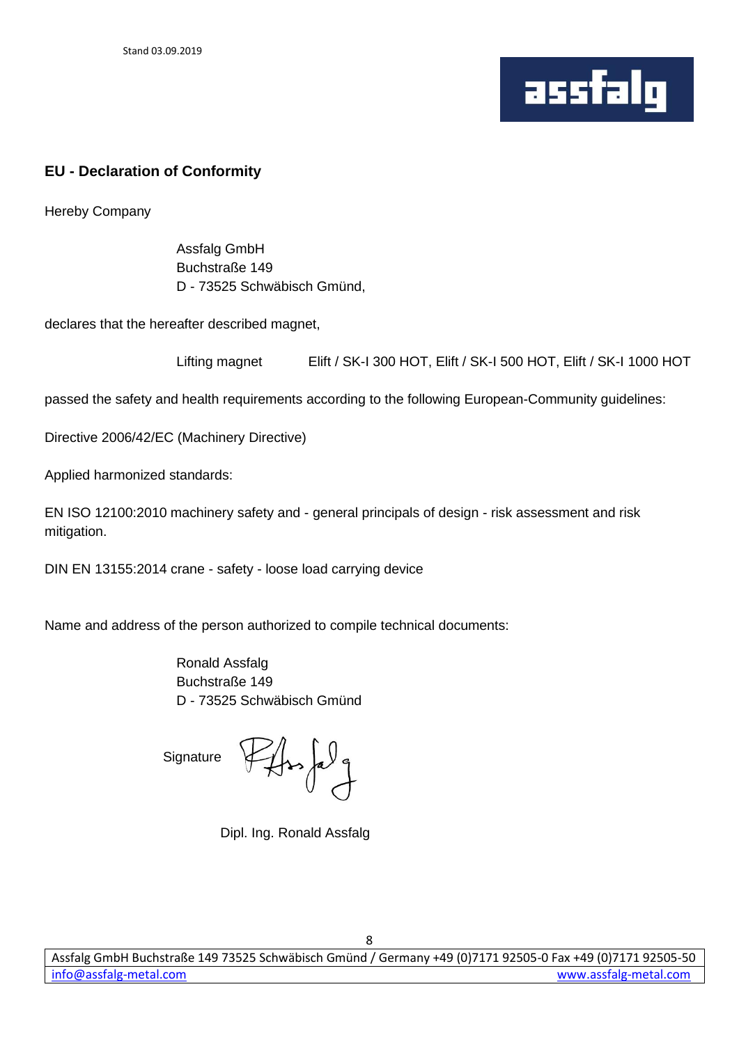Stand 03.09.2019

## EU - Declaration of Conformity

Hereby Company

Assfalg GmbH
Buchstraße 149
D - 73525 Schwäbisch Gmünd,

declares that the hereafter described magnet,

Lifting magnet Elift / SK-I 300 HOT, Elift / SK-I 500 HOT, Elift / SK-I 1000 HOT

passed the safety and health requirements according to the following European-Community guidelines:

Directive 2006/42/EC (Machinery Directive)

Applied harmonized standards:

EN ISO 12100:2010 machinery safety and - general principals of design - risk assessment and risk mitigation.

DIN EN 13155:2014 crane - safety - loose load carrying device

Name and address of the person authorized to compile technical documents:

Ronald Assfalg
Buchstraße 149
D - 73525 Schwäbisch Gmünd

Signature

Dipl. Ing. Ronald Assfalg

Assfalg GmbH Buchstraße 149 73525 Schwäbisch Gmünd / Germany +49 (0)7171 92505-0 Fax +49 (0)7171 92505-50
info@assfalg-metal.com www.assfalg-metal.com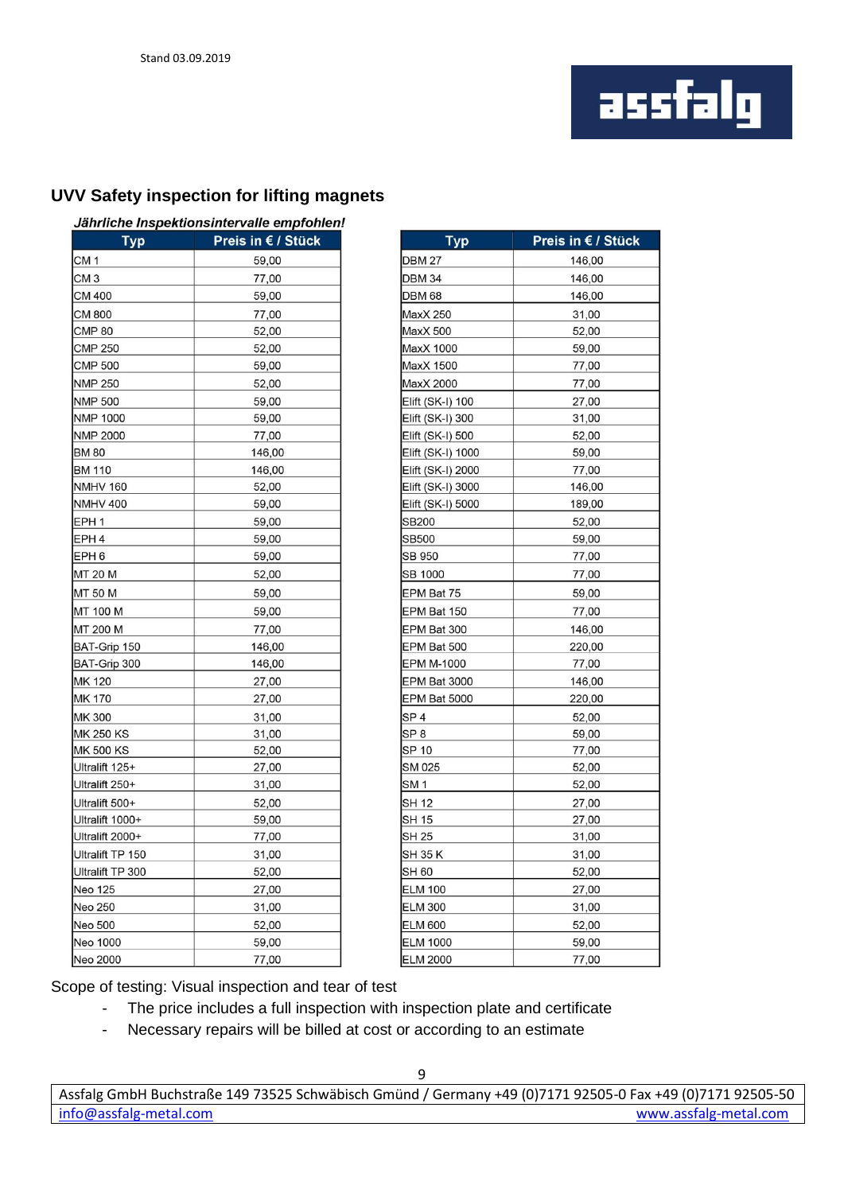Stand 03.09.2019

assfalg

## UVV Safety inspection for lifting magnets

***Jährliche Inspektionsintervalle empfohlen!***

| Typ | Preis in € / Stück |
|---|---|
| CM 1 | 59,00 |
| CM 3 | 77,00 |
| CM 400 | 59,00 |
| CM 800 | 77,00 |
| CMP 80 | 52,00 |
| CMP 250 | 52,00 |
| CMP 500 | 59,00 |
| NMP 250 | 52,00 |
| NMP 500 | 59,00 |
| NMP 1000 | 59,00 |
| NMP 2000 | 77,00 |
| BM 80 | 146,00 |
| BM 110 | 146,00 |
| NMHV 160 | 52,00 |
| NMHV 400 | 59,00 |
| EPH 1 | 59,00 |
| EPH 4 | 59,00 |
| EPH 6 | 59,00 |
| MT 20 M | 52,00 |
| MT 50 M | 59,00 |
| MT 100 M | 59,00 |
| MT 200 M | 77,00 |
| BAT-Grip 150 | 146,00 |
| BAT-Grip 300 | 146,00 |
| MK 120 | 27,00 |
| MK 170 | 27,00 |
| MK 300 | 31,00 |
| MK 250 KS | 31,00 |
| MK 500 KS | 52,00 |
| Ultralift 125+ | 27,00 |
| Ultralift 250+ | 31,00 |
| Ultralift 500+ | 52,00 |
| Ultralift 1000+ | 59,00 |
| Ultralift 2000+ | 77,00 |
| Ultralift TP 150 | 31,00 |
| Ultralift TP 300 | 52,00 |
| Neo 125 | 27,00 |
| Neo 250 | 31,00 |
| Neo 500 | 52,00 |
| Neo 1000 | 59,00 |
| Neo 2000 | 77,00 |

| Typ | Preis in € / Stück |
|---|---|
| DBM 27 | 146,00 |
| DBM 34 | 146,00 |
| DBM 68 | 146,00 |
| MaxX 250 | 31,00 |
| MaxX 500 | 52,00 |
| MaxX 1000 | 59,00 |
| MaxX 1500 | 77,00 |
| MaxX 2000 | 77,00 |
| Elift (SK-I) 100 | 27,00 |
| Elift (SK-I) 300 | 31,00 |
| Elift (SK-I) 500 | 52,00 |
| Elift (SK-I) 1000 | 59,00 |
| Elift (SK-I) 2000 | 77,00 |
| Elift (SK-I) 3000 | 146,00 |
| Elift (SK-I) 5000 | 189,00 |
| SB200 | 52,00 |
| SB500 | 59,00 |
| SB 950 | 77,00 |
| SB 1000 | 77,00 |
| EPM Bat 75 | 59,00 |
| EPM Bat 150 | 77,00 |
| EPM Bat 300 | 146,00 |
| EPM Bat 500 | 220,00 |
| EPM M-1000 | 77,00 |
| EPM Bat 3000 | 146,00 |
| EPM Bat 5000 | 220,00 |
| SP 4 | 52,00 |
| SP 8 | 59,00 |
| SP 10 | 77,00 |
| SM 025 | 52,00 |
| SM 1 | 52,00 |
| SH 12 | 27,00 |
| SH 15 | 27,00 |
| SH 25 | 31,00 |
| SH 35 K | 31,00 |
| SH 60 | 52,00 |
| ELM 100 | 27,00 |
| ELM 300 | 31,00 |
| ELM 600 | 52,00 |
| ELM 1000 | 59,00 |
| ELM 2000 | 77,00 |

Scope of testing: Visual inspection and tear of test

- The price includes a full inspection with inspection plate and certificate
- Necessary repairs will be billed at cost or according to an estimate

Assfalg GmbH Buchstraße 149 73525 Schwäbisch Gmünd / Germany +49 (0)7171 92505-0 Fax +49 (0)7171 92505-50
info@assfalg-metal.com www.assfalg-metal.com